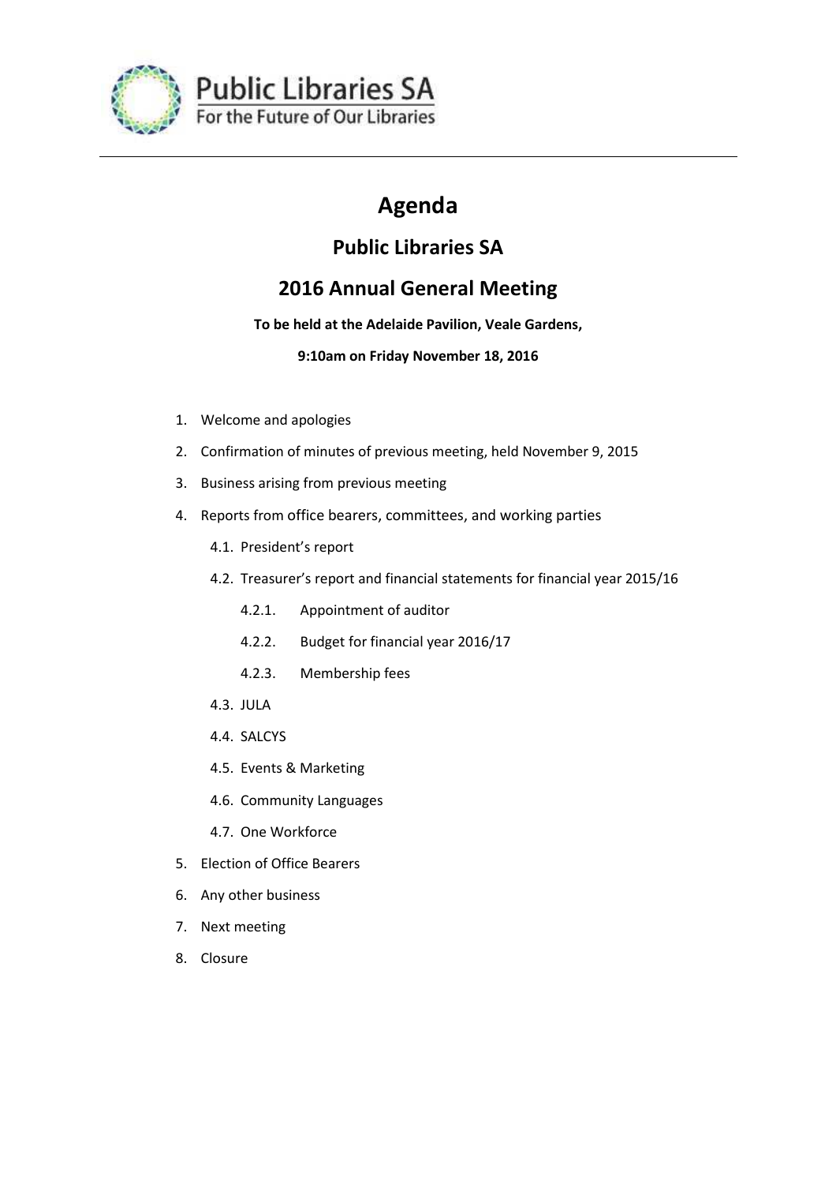Public Libraries SA
For the Future of Our Libraries

# Agenda

## Public Libraries SA

## 2016 Annual General Meeting

**To be held at the Adelaide Pavilion, Veale Gardens,**

**9:10am on Friday November 18, 2016**

1. Welcome and apologies
2. Confirmation of minutes of previous meeting, held November 9, 2015
3. Business arising from previous meeting
4. Reports from office bearers, committees, and working parties
    - 4.1. President's report
    - 4.2. Treasurer's report and financial statements for financial year 2015/16
        - 4.2.1. Appointment of auditor
        - 4.2.2. Budget for financial year 2016/17
        - 4.2.3. Membership fees
    - 4.3. JULA
    - 4.4. SALCYS
    - 4.5. Events & Marketing
    - 4.6. Community Languages
    - 4.7. One Workforce
5. Election of Office Bearers
6. Any other business
7. Next meeting
8. Closure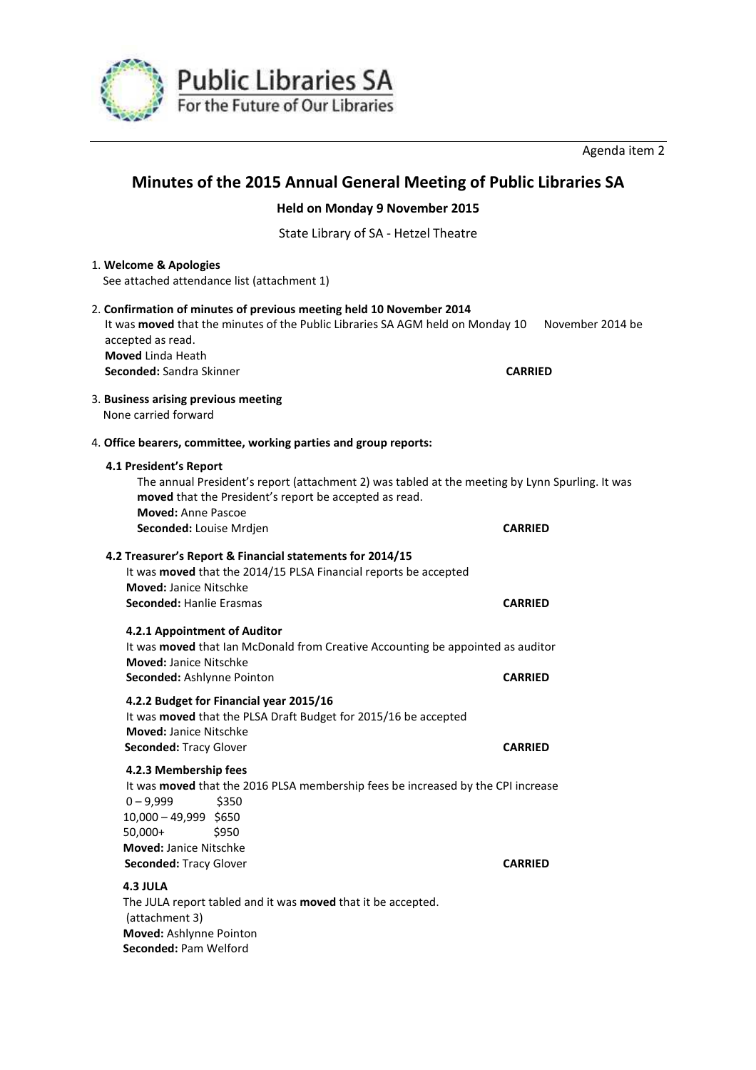Agenda item 2

# Minutes of the 2015 Annual General Meeting of Public Libraries SA

**Held on Monday 9 November 2015**

State Library of SA - Hetzel Theatre

1. **Welcome & Apologies**
   See attached attendance list (attachment 1)

2. **Confirmation of minutes of previous meeting held 10 November 2014**
   It was **moved** that the minutes of the Public Libraries SA AGM held on Monday 10 November 2014 be accepted as read.
   **Moved** Linda Heath
   **Seconded:** Sandra Skinner **CARRIED**

3. **Business arising previous meeting**
   None carried forward

4. **Office bearers, committee, working parties and group reports:**

**4.1 President's Report**

The annual President's report (attachment 2) was tabled at the meeting by Lynn Spurling. It was **moved** that the President's report be accepted as read.
**Moved:** Anne Pascoe
**Seconded:** Louise Mrdjen **CARRIED**

**4.2 Treasurer's Report & Financial statements for 2014/15**

It was **moved** that the 2014/15 PLSA Financial reports be accepted
**Moved:** Janice Nitschke
**Seconded:** Hanlie Erasmas **CARRIED**

**4.2.1 Appointment of Auditor**

It was **moved** that Ian McDonald from Creative Accounting be appointed as auditor
**Moved:** Janice Nitschke
**Seconded:** Ashlynne Pointon **CARRIED**

**4.2.2 Budget for Financial year 2015/16**

It was **moved** that the PLSA Draft Budget for 2015/16 be accepted
**Moved:** Janice Nitschke
**Seconded:** Tracy Glover **CARRIED**

**4.2.3 Membership fees**

It was **moved** that the 2016 PLSA membership fees be increased by the CPI increase

0 – 9,999 $350
10,000 – 49,999 $650
50,000+ $950

**Moved:** Janice Nitschke
**Seconded:** Tracy Glover **CARRIED**

**4.3 JULA**

The JULA report tabled and it was **moved** that it be accepted.
(attachment 3)
**Moved:** Ashlynne Pointon
**Seconded:** Pam Welford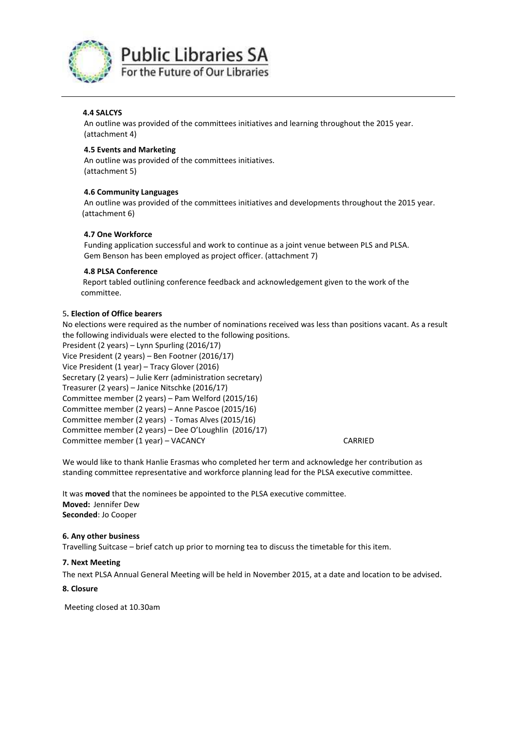### 4.4 SALCYS

An outline was provided of the committees initiatives and learning throughout the 2015 year. (attachment 4)

### 4.5 Events and Marketing

An outline was provided of the committees initiatives. (attachment 5)

### 4.6 Community Languages

An outline was provided of the committees initiatives and developments throughout the 2015 year. (attachment 6)

### 4.7 One Workforce

Funding application successful and work to continue as a joint venue between PLS and PLSA. Gem Benson has been employed as project officer. (attachment 7)

### 4.8 PLSA Conference

Report tabled outlining conference feedback and acknowledgement given to the work of the committee.

## 5. Election of Office bearers

No elections were required as the number of nominations received was less than positions vacant. As a result the following individuals were elected to the following positions.

President (2 years) – Lynn Spurling (2016/17)
Vice President (2 years) – Ben Footner (2016/17)
Vice President (1 year) – Tracy Glover (2016)
Secretary (2 years) – Julie Kerr (administration secretary)
Treasurer (2 years) – Janice Nitschke (2016/17)
Committee member (2 years) – Pam Welford (2015/16)
Committee member (2 years) – Anne Pascoe (2015/16)
Committee member (2 years) - Tomas Alves (2015/16)
Committee member (2 years) – Dee O'Loughlin (2016/17)
Committee member (1 year) – VACANCY CARRIED

We would like to thank Hanlie Erasmas who completed her term and acknowledge her contribution as standing committee representative and workforce planning lead for the PLSA executive committee.

It was **moved** that the nominees be appointed to the PLSA executive committee.
**Moved:** Jennifer Dew
**Seconded**: Jo Cooper

## 6. Any other business

Travelling Suitcase – brief catch up prior to morning tea to discuss the timetable for this item.

## 7. Next Meeting

The next PLSA Annual General Meeting will be held in November 2015, at a date and location to be advised.

## 8. Closure

Meeting closed at 10.30am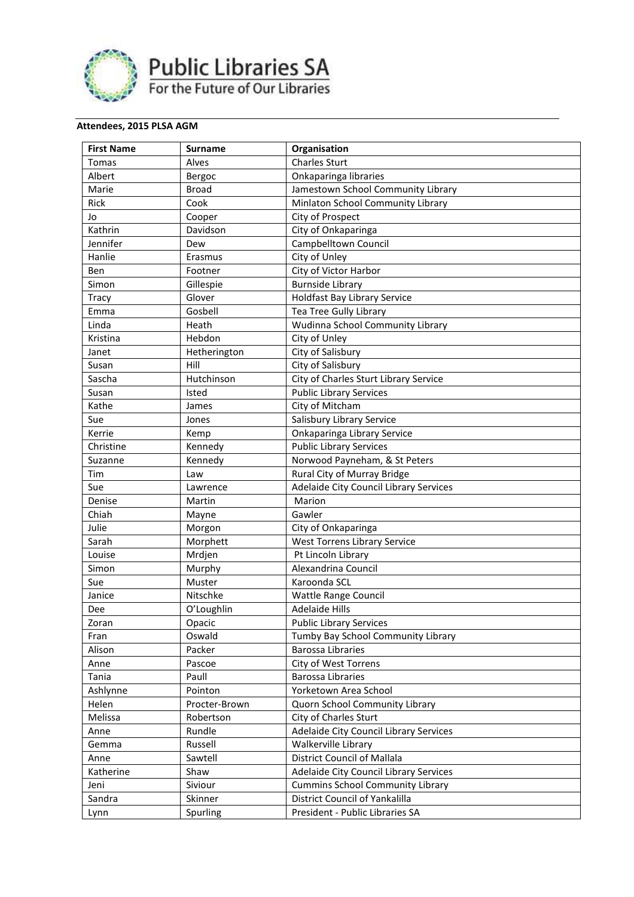Public Libraries SA
For the Future of Our Libraries

**Attendees, 2015 PLSA AGM**

| First Name | Surname | Organisation |
|---|---|---|
| Tomas | Alves | Charles Sturt |
| Albert | Bergoc | Onkaparinga libraries |
| Marie | Broad | Jamestown School Community Library |
| Rick | Cook | Minlaton School Community Library |
| Jo | Cooper | City of Prospect |
| Kathrin | Davidson | City of Onkaparinga |
| Jennifer | Dew | Campbelltown Council |
| Hanlie | Erasmus | City of Unley |
| Ben | Footner | City of Victor Harbor |
| Simon | Gillespie | Burnside Library |
| Tracy | Glover | Holdfast Bay Library Service |
| Emma | Gosbell | Tea Tree Gully Library |
| Linda | Heath | Wudinna School Community Library |
| Kristina | Hebdon | City of Unley |
| Janet | Hetherington | City of Salisbury |
| Susan | Hill | City of Salisbury |
| Sascha | Hutchinson | City of Charles Sturt Library Service |
| Susan | Isted | Public Library Services |
| Kathe | James | City of Mitcham |
| Sue | Jones | Salisbury Library Service |
| Kerrie | Kemp | Onkaparinga Library Service |
| Christine | Kennedy | Public Library Services |
| Suzanne | Kennedy | Norwood Payneham, & St Peters |
| Tim | Law | Rural City of Murray Bridge |
| Sue | Lawrence | Adelaide City Council Library Services |
| Denise | Martin | Marion |
| Chiah | Mayne | Gawler |
| Julie | Morgon | City of Onkaparinga |
| Sarah | Morphett | West Torrens Library Service |
| Louise | Mrdjen | Pt Lincoln Library |
| Simon | Murphy | Alexandrina Council |
| Sue | Muster | Karoonda SCL |
| Janice | Nitschke | Wattle Range Council |
| Dee | O'Loughlin | Adelaide Hills |
| Zoran | Opacic | Public Library Services |
| Fran | Oswald | Tumby Bay School Community Library |
| Alison | Packer | Barossa Libraries |
| Anne | Pascoe | City of West Torrens |
| Tania | Paull | Barossa Libraries |
| Ashlynne | Pointon | Yorketown Area School |
| Helen | Procter-Brown | Quorn School Community Library |
| Melissa | Robertson | City of Charles Sturt |
| Anne | Rundle | Adelaide City Council Library Services |
| Gemma | Russell | Walkerville Library |
| Anne | Sawtell | District Council of Mallala |
| Katherine | Shaw | Adelaide City Council Library Services |
| Jeni | Siviour | Cummins School Community Library |
| Sandra | Skinner | District Council of Yankalilla |
| Lynn | Spurling | President - Public Libraries SA |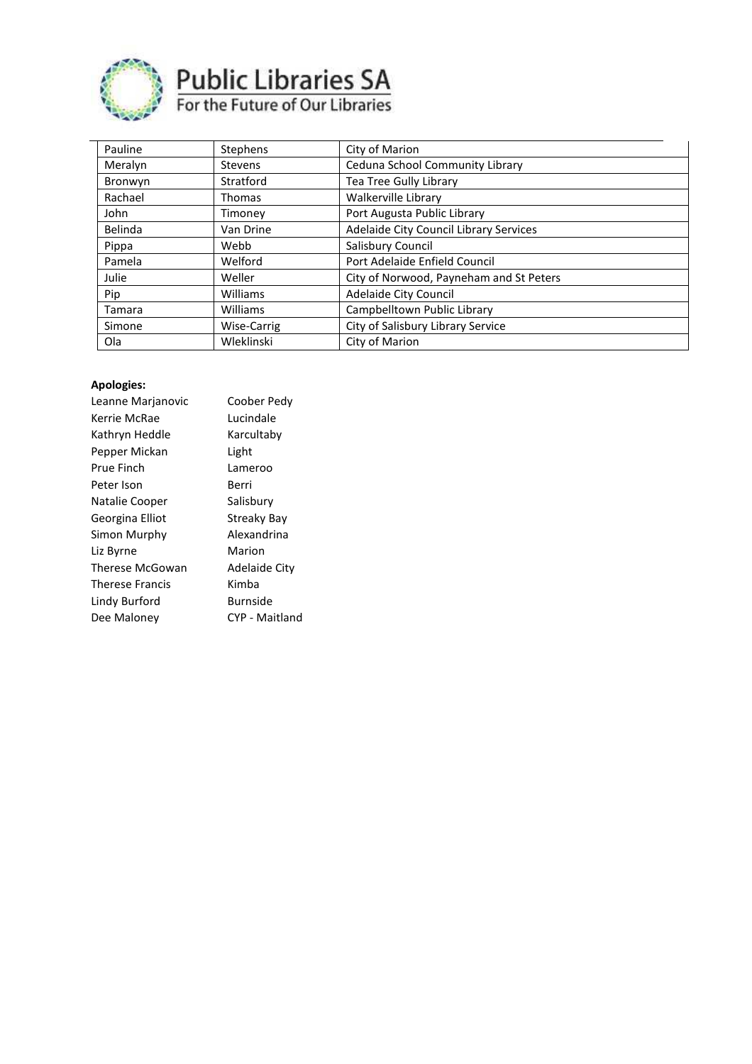| | | |
|---|---|---|
| Pauline | Stephens | City of Marion |
| Meralyn | Stevens | Ceduna School Community Library |
| Bronwyn | Stratford | Tea Tree Gully Library |
| Rachael | Thomas | Walkerville Library |
| John | Timoney | Port Augusta Public Library |
| Belinda | Van Drine | Adelaide City Council Library Services |
| Pippa | Webb | Salisbury Council |
| Pamela | Welford | Port Adelaide Enfield Council |
| Julie | Weller | City of Norwood, Payneham and St Peters |
| Pip | Williams | Adelaide City Council |
| Tamara | Williams | Campbelltown Public Library |
| Simone | Wise-Carrig | City of Salisbury Library Service |
| Ola | Wleklinski | City of Marion |

**Apologies:**

| | |
|---|---|
| Leanne Marjanovic | Coober Pedy |
| Kerrie McRae | Lucindale |
| Kathryn Heddle | Karcultaby |
| Pepper Mickan | Light |
| Prue Finch | Lameroo |
| Peter Ison | Berri |
| Natalie Cooper | Salisbury |
| Georgina Elliot | Streaky Bay |
| Simon Murphy | Alexandrina |
| Liz Byrne | Marion |
| Therese McGowan | Adelaide City |
| Therese Francis | Kimba |
| Lindy Burford | Burnside |
| Dee Maloney | CYP - Maitland |